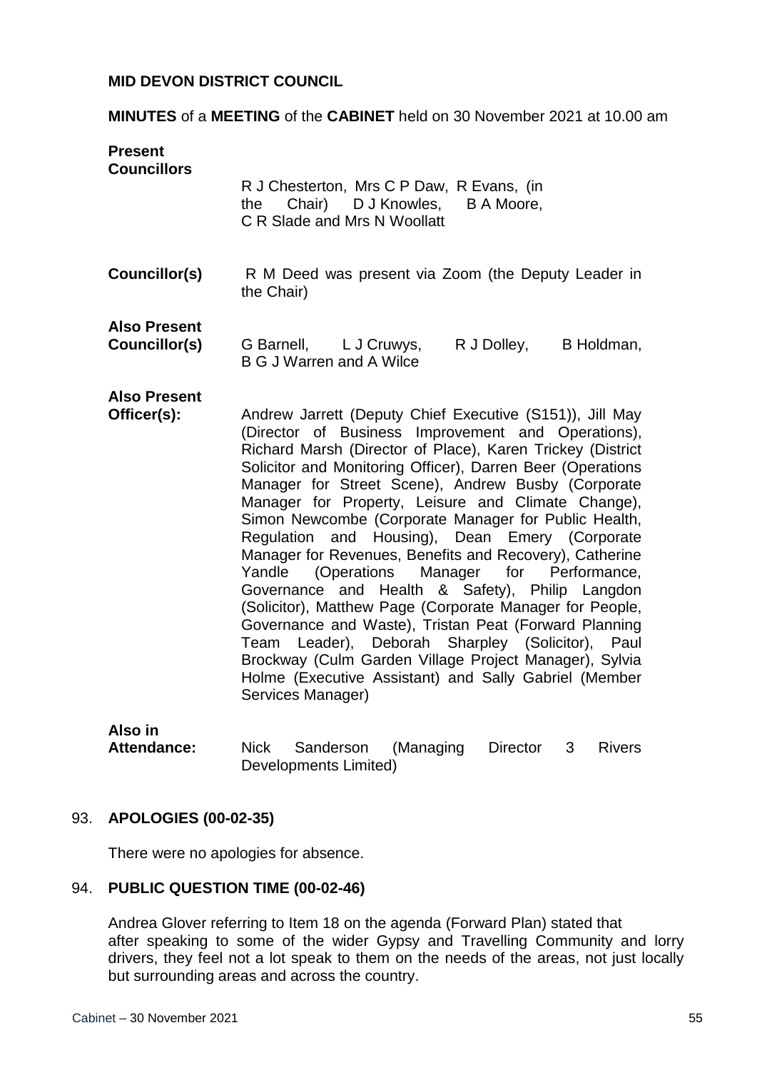**MID DEVON DISTRICT COUNCIL**

**MINUTES** of a **MEETING** of the **CABINET** held on 30 November 2021 at 10.00 am

**Present Councillors**

R J Chesterton, Mrs C P Daw, R Evans, (in the Chair) D J Knowles, B A Moore, C R Slade and Mrs N Woollatt

**Councillor(s)**

R M Deed was present via Zoom (the Deputy Leader in the Chair)

**Also Present Councillor(s)**

G Barnell, L J Cruwys, R J Dolley, B Holdman, B G J Warren and A Wilce

**Also Present Officer(s):**

Andrew Jarrett (Deputy Chief Executive (S151)), Jill May (Director of Business Improvement and Operations), Richard Marsh (Director of Place), Karen Trickey (District Solicitor and Monitoring Officer), Darren Beer (Operations Manager for Street Scene), Andrew Busby (Corporate Manager for Property, Leisure and Climate Change), Simon Newcombe (Corporate Manager for Public Health, Regulation and Housing), Dean Emery (Corporate Manager for Revenues, Benefits and Recovery), Catherine Yandle (Operations Manager for Performance, Governance and Health & Safety), Philip Langdon (Solicitor), Matthew Page (Corporate Manager for People, Governance and Waste), Tristan Peat (Forward Planning Team Leader), Deborah Sharpley (Solicitor), Paul Brockway (Culm Garden Village Project Manager), Sylvia Holme (Executive Assistant) and Sally Gabriel (Member Services Manager)

**Also in Attendance:**

Nick Sanderson (Managing Director 3 Rivers Developments Limited)

93. **APOLOGIES (00-02-35)**

There were no apologies for absence.

94. **PUBLIC QUESTION TIME (00-02-46)**

Andrea Glover referring to Item 18 on the agenda (Forward Plan) stated that after speaking to some of the wider Gypsy and Travelling Community and lorry drivers, they feel not a lot speak to them on the needs of the areas, not just locally but surrounding areas and across the country.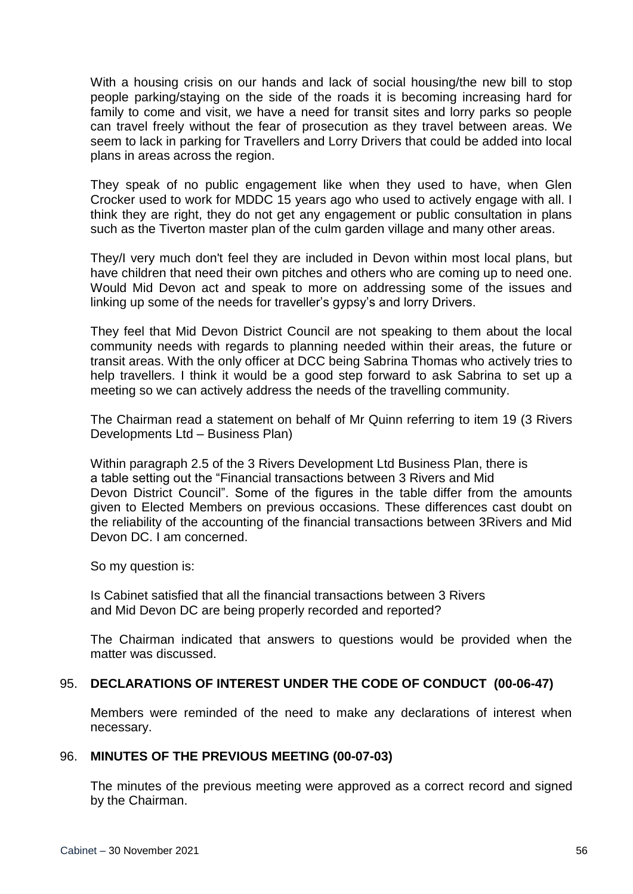With a housing crisis on our hands and lack of social housing/the new bill to stop people parking/staying on the side of the roads it is becoming increasing hard for family to come and visit, we have a need for transit sites and lorry parks so people can travel freely without the fear of prosecution as they travel between areas. We seem to lack in parking for Travellers and Lorry Drivers that could be added into local plans in areas across the region.

They speak of no public engagement like when they used to have, when Glen Crocker used to work for MDDC 15 years ago who used to actively engage with all. I think they are right, they do not get any engagement or public consultation in plans such as the Tiverton master plan of the culm garden village and many other areas.

They/I very much don't feel they are included in Devon within most local plans, but have children that need their own pitches and others who are coming up to need one. Would Mid Devon act and speak to more on addressing some of the issues and linking up some of the needs for traveller's gypsy's and lorry Drivers.

They feel that Mid Devon District Council are not speaking to them about the local community needs with regards to planning needed within their areas, the future or transit areas. With the only officer at DCC being Sabrina Thomas who actively tries to help travellers. I think it would be a good step forward to ask Sabrina to set up a meeting so we can actively address the needs of the travelling community.

The Chairman read a statement on behalf of Mr Quinn referring to item 19 (3 Rivers Developments Ltd – Business Plan)

Within paragraph 2.5 of the 3 Rivers Development Ltd Business Plan, there is a table setting out the "Financial transactions between 3 Rivers and Mid Devon District Council". Some of the figures in the table differ from the amounts given to Elected Members on previous occasions. These differences cast doubt on the reliability of the accounting of the financial transactions between 3Rivers and Mid Devon DC. I am concerned.

So my question is:

Is Cabinet satisfied that all the financial transactions between 3 Rivers and Mid Devon DC are being properly recorded and reported?

The Chairman indicated that answers to questions would be provided when the matter was discussed.

## 95. DECLARATIONS OF INTEREST UNDER THE CODE OF CONDUCT (00-06-47)

Members were reminded of the need to make any declarations of interest when necessary.

## 96. MINUTES OF THE PREVIOUS MEETING (00-07-03)

The minutes of the previous meeting were approved as a correct record and signed by the Chairman.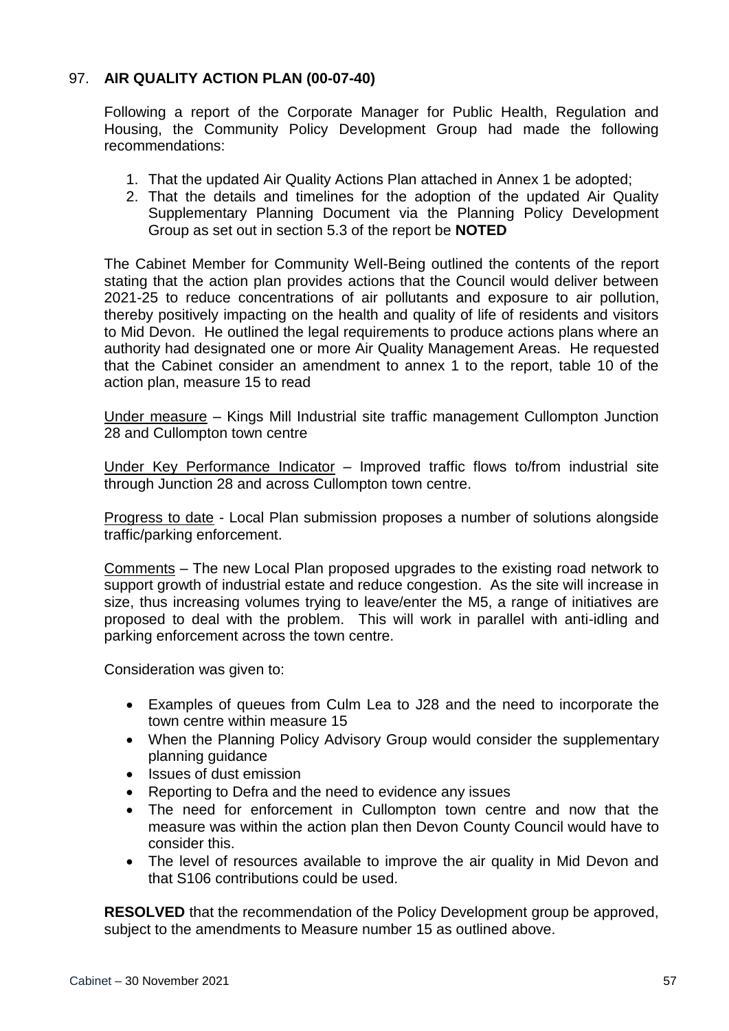## 97. **AIR QUALITY ACTION PLAN (00-07-40)**

Following a report of the Corporate Manager for Public Health, Regulation and Housing, the Community Policy Development Group had made the following recommendations:

1. That the updated Air Quality Actions Plan attached in Annex 1 be adopted;
2. That the details and timelines for the adoption of the updated Air Quality Supplementary Planning Document via the Planning Policy Development Group as set out in section 5.3 of the report be **NOTED**

The Cabinet Member for Community Well-Being outlined the contents of the report stating that the action plan provides actions that the Council would deliver between 2021-25 to reduce concentrations of air pollutants and exposure to air pollution, thereby positively impacting on the health and quality of life of residents and visitors to Mid Devon. He outlined the legal requirements to produce actions plans where an authority had designated one or more Air Quality Management Areas. He requested that the Cabinet consider an amendment to annex 1 to the report, table 10 of the action plan, measure 15 to read

<u>Under measure</u> – Kings Mill Industrial site traffic management Cullompton Junction 28 and Cullompton town centre

<u>Under Key Performance Indicator</u> – Improved traffic flows to/from industrial site through Junction 28 and across Cullompton town centre.

<u>Progress to date</u> - Local Plan submission proposes a number of solutions alongside traffic/parking enforcement.

<u>Comments</u> – The new Local Plan proposed upgrades to the existing road network to support growth of industrial estate and reduce congestion. As the site will increase in size, thus increasing volumes trying to leave/enter the M5, a range of initiatives are proposed to deal with the problem. This will work in parallel with anti-idling and parking enforcement across the town centre.

Consideration was given to:

- Examples of queues from Culm Lea to J28 and the need to incorporate the town centre within measure 15
- When the Planning Policy Advisory Group would consider the supplementary planning guidance
- Issues of dust emission
- Reporting to Defra and the need to evidence any issues
- The need for enforcement in Cullompton town centre and now that the measure was within the action plan then Devon County Council would have to consider this.
- The level of resources available to improve the air quality in Mid Devon and that S106 contributions could be used.

**RESOLVED** that the recommendation of the Policy Development group be approved, subject to the amendments to Measure number 15 as outlined above.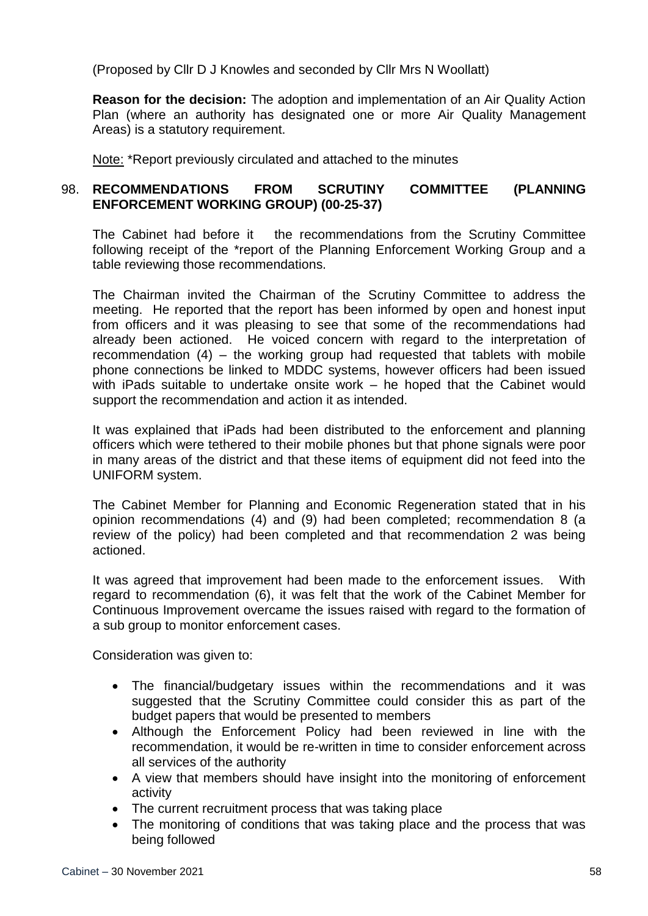(Proposed by Cllr D J Knowles and seconded by Cllr Mrs N Woollatt)

**Reason for the decision:** The adoption and implementation of an Air Quality Action Plan (where an authority has designated one or more Air Quality Management Areas) is a statutory requirement.

Note: *Report previously circulated and attached to the minutes

## 98. RECOMMENDATIONS FROM SCRUTINY COMMITTEE (PLANNING ENFORCEMENT WORKING GROUP) (00-25-37)

The Cabinet had before it the recommendations from the Scrutiny Committee following receipt of the *report of the Planning Enforcement Working Group and a table reviewing those recommendations.

The Chairman invited the Chairman of the Scrutiny Committee to address the meeting. He reported that the report has been informed by open and honest input from officers and it was pleasing to see that some of the recommendations had already been actioned. He voiced concern with regard to the interpretation of recommendation (4) – the working group had requested that tablets with mobile phone connections be linked to MDDC systems, however officers had been issued with iPads suitable to undertake onsite work – he hoped that the Cabinet would support the recommendation and action it as intended.

It was explained that iPads had been distributed to the enforcement and planning officers which were tethered to their mobile phones but that phone signals were poor in many areas of the district and that these items of equipment did not feed into the UNIFORM system.

The Cabinet Member for Planning and Economic Regeneration stated that in his opinion recommendations (4) and (9) had been completed; recommendation 8 (a review of the policy) had been completed and that recommendation 2 was being actioned.

It was agreed that improvement had been made to the enforcement issues. With regard to recommendation (6), it was felt that the work of the Cabinet Member for Continuous Improvement overcame the issues raised with regard to the formation of a sub group to monitor enforcement cases.

Consideration was given to:

- The financial/budgetary issues within the recommendations and it was suggested that the Scrutiny Committee could consider this as part of the budget papers that would be presented to members
- Although the Enforcement Policy had been reviewed in line with the recommendation, it would be re-written in time to consider enforcement across all services of the authority
- A view that members should have insight into the monitoring of enforcement activity
- The current recruitment process that was taking place
- The monitoring of conditions that was taking place and the process that was being followed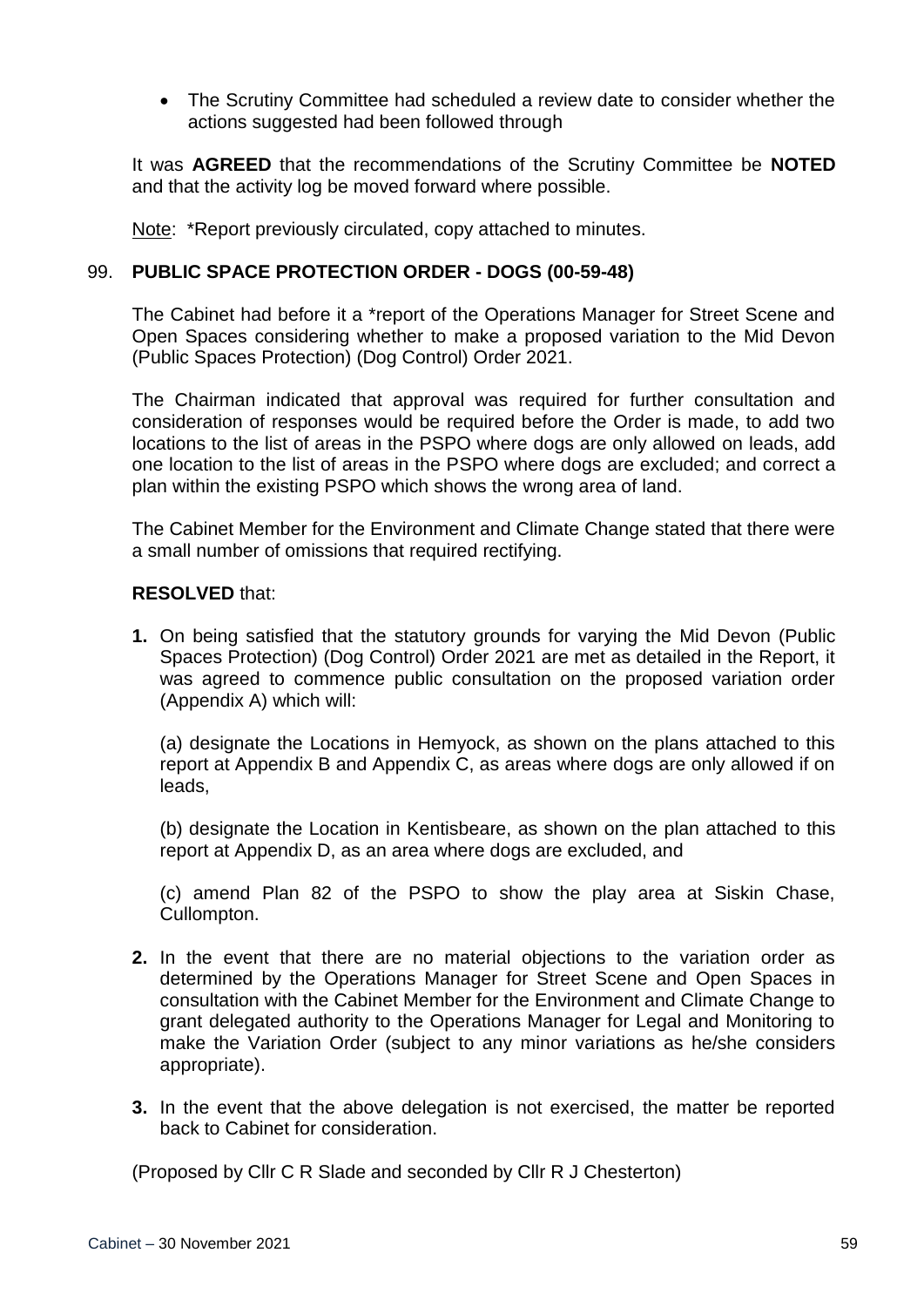- The Scrutiny Committee had scheduled a review date to consider whether the actions suggested had been followed through

It was **AGREED** that the recommendations of the Scrutiny Committee be **NOTED** and that the activity log be moved forward where possible.

Note: *Report previously circulated, copy attached to minutes.

## 99. PUBLIC SPACE PROTECTION ORDER - DOGS (00-59-48)

The Cabinet had before it a *report of the Operations Manager for Street Scene and Open Spaces considering whether to make a proposed variation to the Mid Devon (Public Spaces Protection) (Dog Control) Order 2021.

The Chairman indicated that approval was required for further consultation and consideration of responses would be required before the Order is made, to add two locations to the list of areas in the PSPO where dogs are only allowed on leads, add one location to the list of areas in the PSPO where dogs are excluded; and correct a plan within the existing PSPO which shows the wrong area of land.

The Cabinet Member for the Environment and Climate Change stated that there were a small number of omissions that required rectifying.

**RESOLVED** that:

**1.** On being satisfied that the statutory grounds for varying the Mid Devon (Public Spaces Protection) (Dog Control) Order 2021 are met as detailed in the Report, it was agreed to commence public consultation on the proposed variation order (Appendix A) which will:

(a) designate the Locations in Hemyock, as shown on the plans attached to this report at Appendix B and Appendix C, as areas where dogs are only allowed if on leads,

(b) designate the Location in Kentisbeare, as shown on the plan attached to this report at Appendix D, as an area where dogs are excluded, and

(c) amend Plan 82 of the PSPO to show the play area at Siskin Chase, Cullompton.

**2.** In the event that there are no material objections to the variation order as determined by the Operations Manager for Street Scene and Open Spaces in consultation with the Cabinet Member for the Environment and Climate Change to grant delegated authority to the Operations Manager for Legal and Monitoring to make the Variation Order (subject to any minor variations as he/she considers appropriate).

**3.** In the event that the above delegation is not exercised, the matter be reported back to Cabinet for consideration.

(Proposed by Cllr C R Slade and seconded by Cllr R J Chesterton)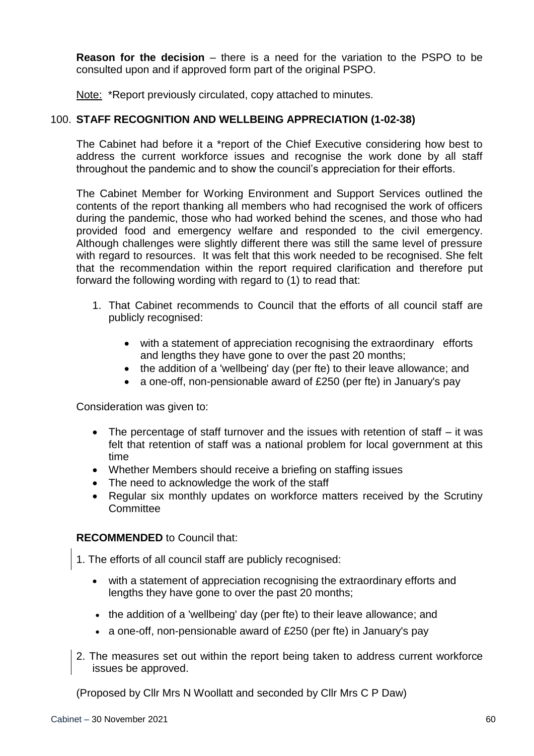**Reason for the decision** – there is a need for the variation to the PSPO to be consulted upon and if approved form part of the original PSPO.

Note: *Report previously circulated, copy attached to minutes.

## 100. STAFF RECOGNITION AND WELLBEING APPRECIATION (1-02-38)

The Cabinet had before it a *report of the Chief Executive considering how best to address the current workforce issues and recognise the work done by all staff throughout the pandemic and to show the council's appreciation for their efforts.

The Cabinet Member for Working Environment and Support Services outlined the contents of the report thanking all members who had recognised the work of officers during the pandemic, those who had worked behind the scenes, and those who had provided food and emergency welfare and responded to the civil emergency. Although challenges were slightly different there was still the same level of pressure with regard to resources. It was felt that this work needed to be recognised. She felt that the recommendation within the report required clarification and therefore put forward the following wording with regard to (1) to read that:

1. That Cabinet recommends to Council that the efforts of all council staff are publicly recognised:
    - with a statement of appreciation recognising the extraordinary efforts and lengths they have gone to over the past 20 months;
    - the addition of a 'wellbeing' day (per fte) to their leave allowance; and
    - a one-off, non-pensionable award of £250 (per fte) in January's pay

Consideration was given to:

- The percentage of staff turnover and the issues with retention of staff – it was felt that retention of staff was a national problem for local government at this time
- Whether Members should receive a briefing on staffing issues
- The need to acknowledge the work of the staff
- Regular six monthly updates on workforce matters received by the Scrutiny Committee

**RECOMMENDED** to Council that:

1. The efforts of all council staff are publicly recognised:
    - with a statement of appreciation recognising the extraordinary efforts and lengths they have gone to over the past 20 months;
    - the addition of a 'wellbeing' day (per fte) to their leave allowance; and
    - a one-off, non-pensionable award of £250 (per fte) in January's pay
2. The measures set out within the report being taken to address current workforce issues be approved.

(Proposed by Cllr Mrs N Woollatt and seconded by Cllr Mrs C P Daw)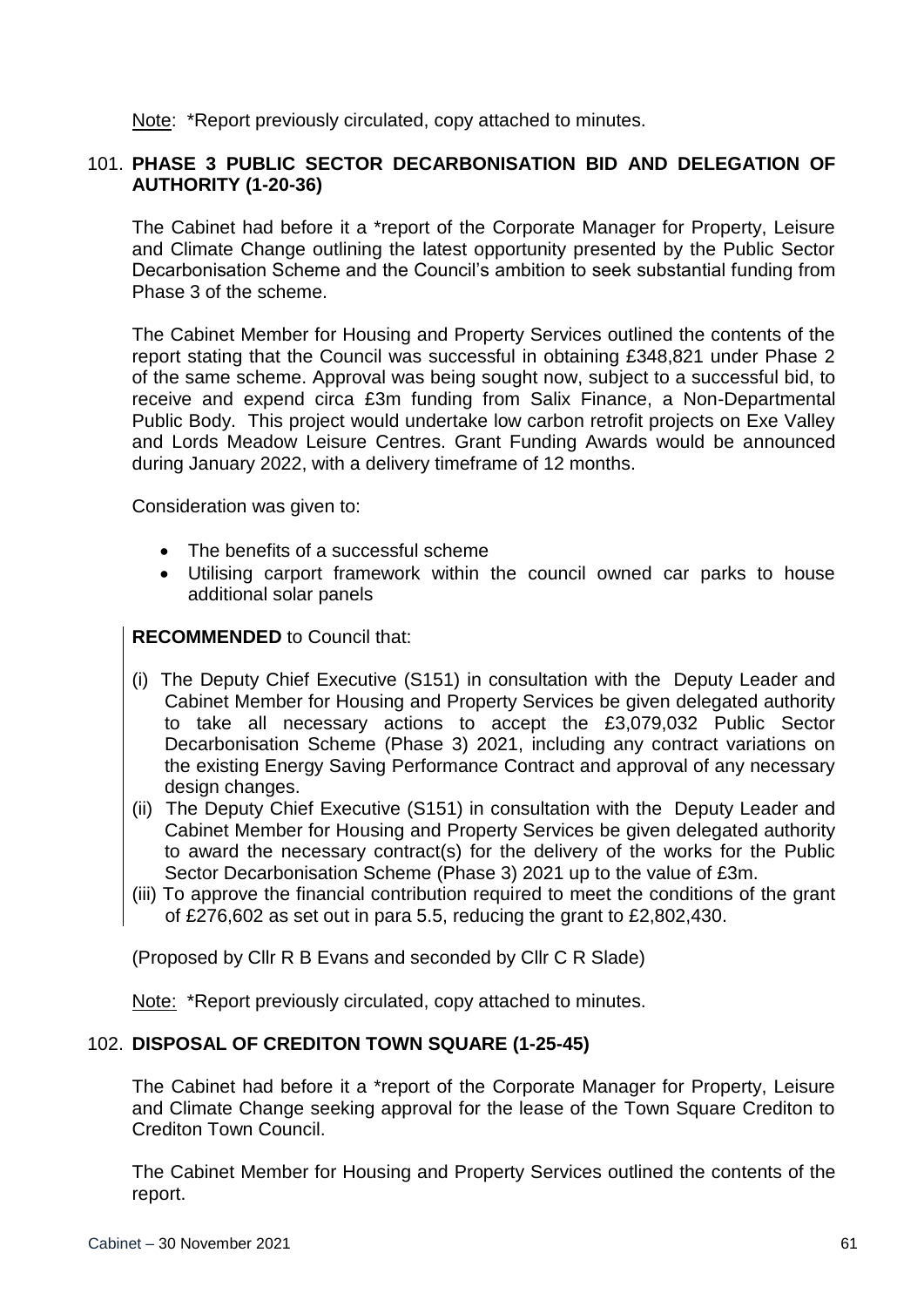Note: *Report previously circulated, copy attached to minutes.

## 101. PHASE 3 PUBLIC SECTOR DECARBONISATION BID AND DELEGATION OF AUTHORITY (1-20-36)

The Cabinet had before it a *report of the Corporate Manager for Property, Leisure and Climate Change outlining the latest opportunity presented by the Public Sector Decarbonisation Scheme and the Council's ambition to seek substantial funding from Phase 3 of the scheme.

The Cabinet Member for Housing and Property Services outlined the contents of the report stating that the Council was successful in obtaining £348,821 under Phase 2 of the same scheme. Approval was being sought now, subject to a successful bid, to receive and expend circa £3m funding from Salix Finance, a Non-Departmental Public Body. This project would undertake low carbon retrofit projects on Exe Valley and Lords Meadow Leisure Centres. Grant Funding Awards would be announced during January 2022, with a delivery timeframe of 12 months.

Consideration was given to:

- The benefits of a successful scheme
- Utilising carport framework within the council owned car parks to house additional solar panels

**RECOMMENDED** to Council that:

(i) The Deputy Chief Executive (S151) in consultation with the Deputy Leader and Cabinet Member for Housing and Property Services be given delegated authority to take all necessary actions to accept the £3,079,032 Public Sector Decarbonisation Scheme (Phase 3) 2021, including any contract variations on the existing Energy Saving Performance Contract and approval of any necessary design changes.

(ii) The Deputy Chief Executive (S151) in consultation with the Deputy Leader and Cabinet Member for Housing and Property Services be given delegated authority to award the necessary contract(s) for the delivery of the works for the Public Sector Decarbonisation Scheme (Phase 3) 2021 up to the value of £3m.

(iii) To approve the financial contribution required to meet the conditions of the grant of £276,602 as set out in para 5.5, reducing the grant to £2,802,430.

(Proposed by Cllr R B Evans and seconded by Cllr C R Slade)

Note: *Report previously circulated, copy attached to minutes.

## 102. DISPOSAL OF CREDITON TOWN SQUARE (1-25-45)

The Cabinet had before it a *report of the Corporate Manager for Property, Leisure and Climate Change seeking approval for the lease of the Town Square Crediton to Crediton Town Council.

The Cabinet Member for Housing and Property Services outlined the contents of the report.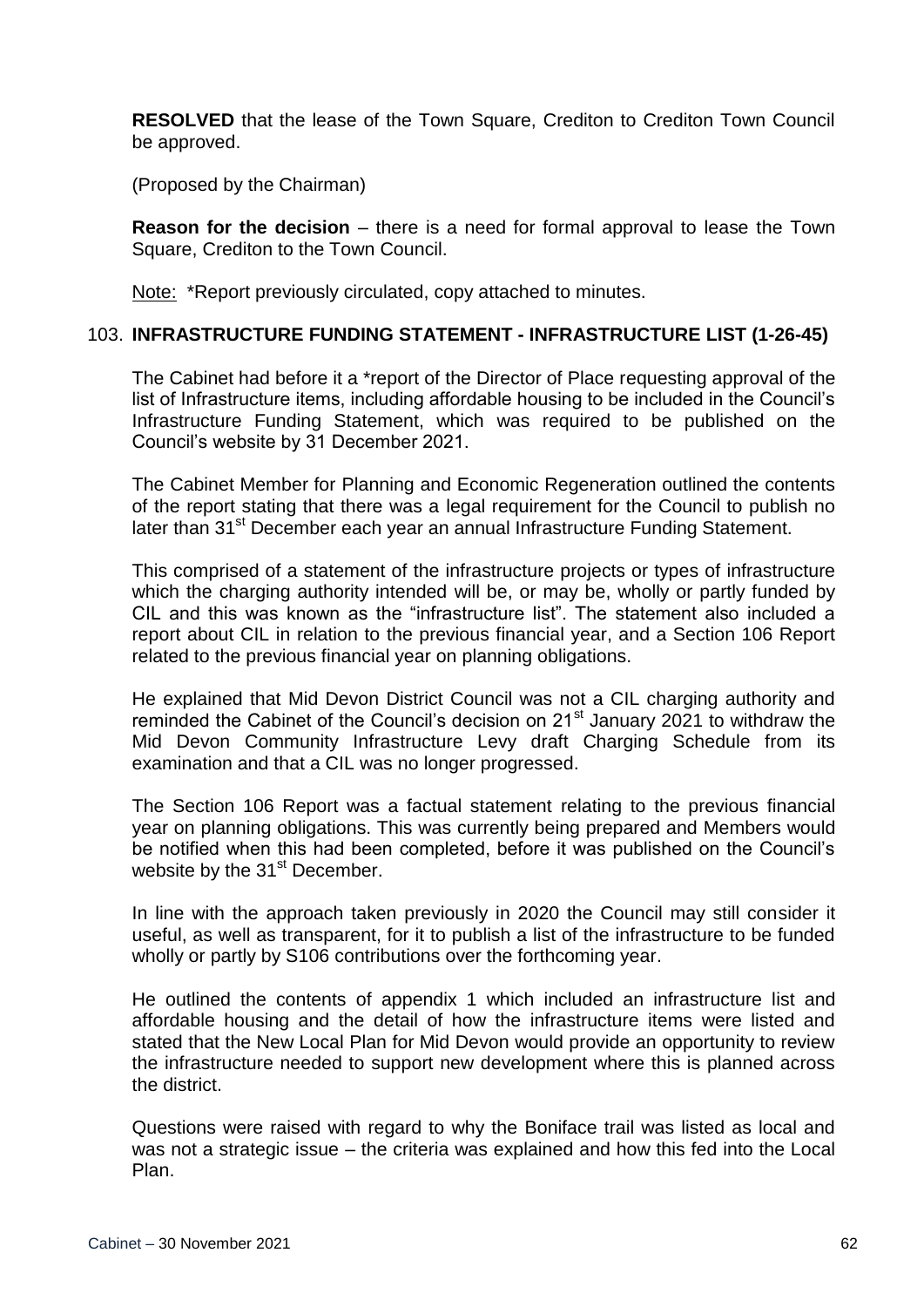**RESOLVED** that the lease of the Town Square, Crediton to Crediton Town Council be approved.

(Proposed by the Chairman)

**Reason for the decision** – there is a need for formal approval to lease the Town Square, Crediton to the Town Council.

Note: *Report previously circulated, copy attached to minutes.

### 103. INFRASTRUCTURE FUNDING STATEMENT - INFRASTRUCTURE LIST (1-26-45)

The Cabinet had before it a *report of the Director of Place requesting approval of the list of Infrastructure items, including affordable housing to be included in the Council's Infrastructure Funding Statement, which was required to be published on the Council's website by 31 December 2021.

The Cabinet Member for Planning and Economic Regeneration outlined the contents of the report stating that there was a legal requirement for the Council to publish no later than 31st December each year an annual Infrastructure Funding Statement.

This comprised of a statement of the infrastructure projects or types of infrastructure which the charging authority intended will be, or may be, wholly or partly funded by CIL and this was known as the "infrastructure list". The statement also included a report about CIL in relation to the previous financial year, and a Section 106 Report related to the previous financial year on planning obligations.

He explained that Mid Devon District Council was not a CIL charging authority and reminded the Cabinet of the Council's decision on 21st January 2021 to withdraw the Mid Devon Community Infrastructure Levy draft Charging Schedule from its examination and that a CIL was no longer progressed.

The Section 106 Report was a factual statement relating to the previous financial year on planning obligations. This was currently being prepared and Members would be notified when this had been completed, before it was published on the Council's website by the 31st December.

In line with the approach taken previously in 2020 the Council may still consider it useful, as well as transparent, for it to publish a list of the infrastructure to be funded wholly or partly by S106 contributions over the forthcoming year.

He outlined the contents of appendix 1 which included an infrastructure list and affordable housing and the detail of how the infrastructure items were listed and stated that the New Local Plan for Mid Devon would provide an opportunity to review the infrastructure needed to support new development where this is planned across the district.

Questions were raised with regard to why the Boniface trail was listed as local and was not a strategic issue – the criteria was explained and how this fed into the Local Plan.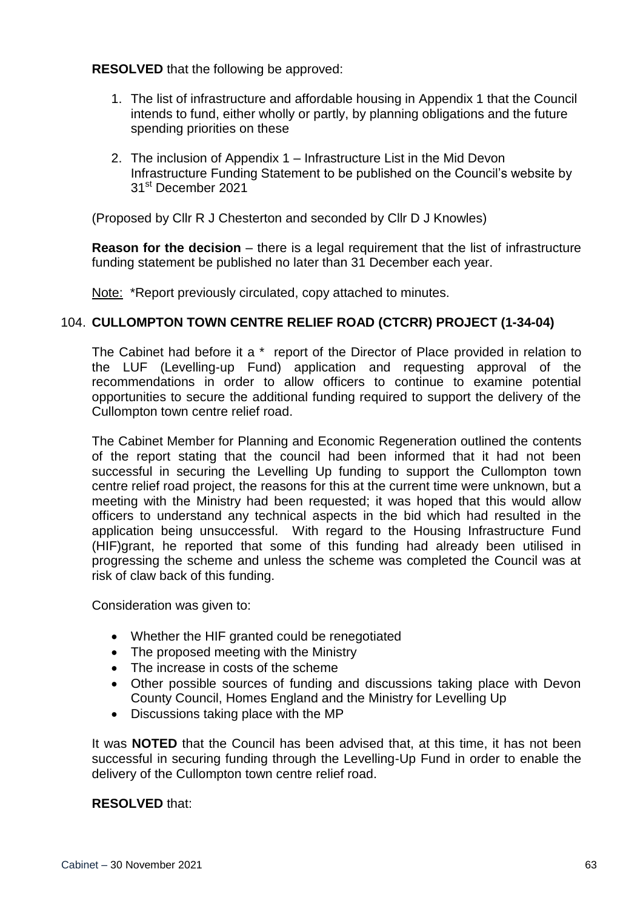**RESOLVED** that the following be approved:

1. The list of infrastructure and affordable housing in Appendix 1 that the Council intends to fund, either wholly or partly, by planning obligations and the future spending priorities on these
2. The inclusion of Appendix 1 – Infrastructure List in the Mid Devon Infrastructure Funding Statement to be published on the Council's website by 31st December 2021

(Proposed by Cllr R J Chesterton and seconded by Cllr D J Knowles)

**Reason for the decision** – there is a legal requirement that the list of infrastructure funding statement be published no later than 31 December each year.

Note: *Report previously circulated, copy attached to minutes.

### 104. CULLOMPTON TOWN CENTRE RELIEF ROAD (CTCRR) PROJECT (1-34-04)

The Cabinet had before it a * report of the Director of Place provided in relation to the LUF (Levelling-up Fund) application and requesting approval of the recommendations in order to allow officers to continue to examine potential opportunities to secure the additional funding required to support the delivery of the Cullompton town centre relief road.

The Cabinet Member for Planning and Economic Regeneration outlined the contents of the report stating that the council had been informed that it had not been successful in securing the Levelling Up funding to support the Cullompton town centre relief road project, the reasons for this at the current time were unknown, but a meeting with the Ministry had been requested; it was hoped that this would allow officers to understand any technical aspects in the bid which had resulted in the application being unsuccessful. With regard to the Housing Infrastructure Fund (HIF)grant, he reported that some of this funding had already been utilised in progressing the scheme and unless the scheme was completed the Council was at risk of claw back of this funding.

Consideration was given to:

- Whether the HIF granted could be renegotiated
- The proposed meeting with the Ministry
- The increase in costs of the scheme
- Other possible sources of funding and discussions taking place with Devon County Council, Homes England and the Ministry for Levelling Up
- Discussions taking place with the MP

It was **NOTED** that the Council has been advised that, at this time, it has not been successful in securing funding through the Levelling-Up Fund in order to enable the delivery of the Cullompton town centre relief road.

**RESOLVED** that: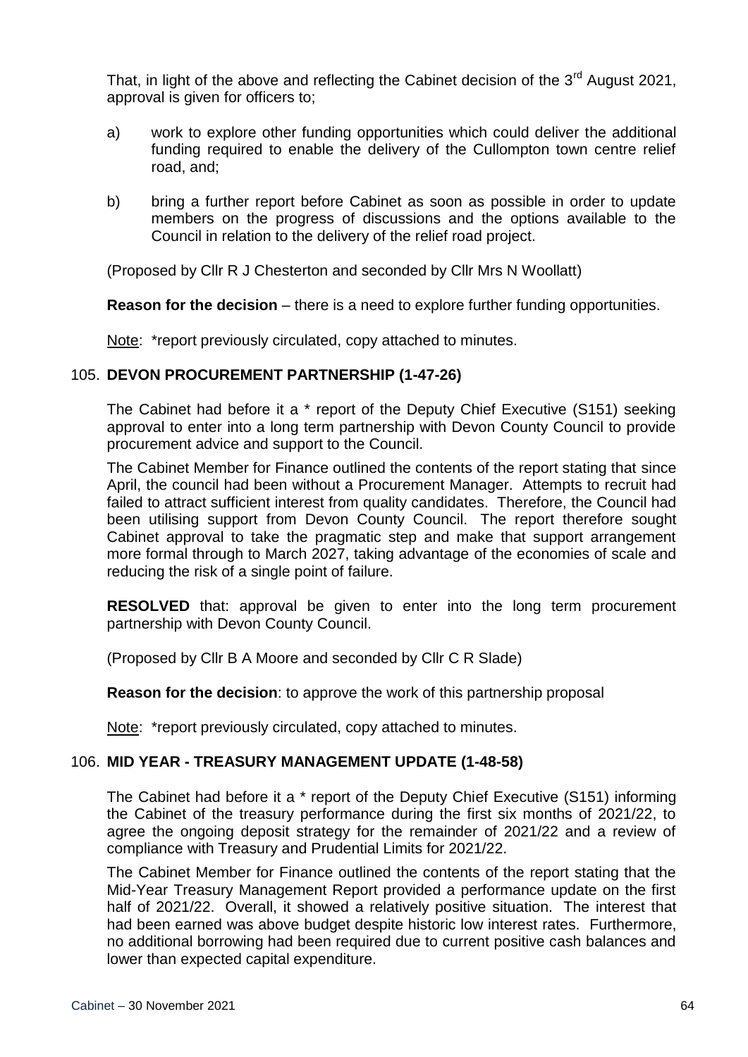That, in light of the above and reflecting the Cabinet decision of the 3rd August 2021, approval is given for officers to;

a) work to explore other funding opportunities which could deliver the additional funding required to enable the delivery of the Cullompton town centre relief road, and;

b) bring a further report before Cabinet as soon as possible in order to update members on the progress of discussions and the options available to the Council in relation to the delivery of the relief road project.

(Proposed by Cllr R J Chesterton and seconded by Cllr Mrs N Woollatt)

**Reason for the decision** – there is a need to explore further funding opportunities.

Note: *report previously circulated, copy attached to minutes.

## 105. DEVON PROCUREMENT PARTNERSHIP (1-47-26)

The Cabinet had before it a * report of the Deputy Chief Executive (S151) seeking approval to enter into a long term partnership with Devon County Council to provide procurement advice and support to the Council.

The Cabinet Member for Finance outlined the contents of the report stating that since April, the council had been without a Procurement Manager. Attempts to recruit had failed to attract sufficient interest from quality candidates. Therefore, the Council had been utilising support from Devon County Council. The report therefore sought Cabinet approval to take the pragmatic step and make that support arrangement more formal through to March 2027, taking advantage of the economies of scale and reducing the risk of a single point of failure.

**RESOLVED** that: approval be given to enter into the long term procurement partnership with Devon County Council.

(Proposed by Cllr B A Moore and seconded by Cllr C R Slade)

**Reason for the decision**: to approve the work of this partnership proposal

Note: *report previously circulated, copy attached to minutes.

## 106. MID YEAR - TREASURY MANAGEMENT UPDATE (1-48-58)

The Cabinet had before it a * report of the Deputy Chief Executive (S151) informing the Cabinet of the treasury performance during the first six months of 2021/22, to agree the ongoing deposit strategy for the remainder of 2021/22 and a review of compliance with Treasury and Prudential Limits for 2021/22.

The Cabinet Member for Finance outlined the contents of the report stating that the Mid-Year Treasury Management Report provided a performance update on the first half of 2021/22. Overall, it showed a relatively positive situation. The interest that had been earned was above budget despite historic low interest rates. Furthermore, no additional borrowing had been required due to current positive cash balances and lower than expected capital expenditure.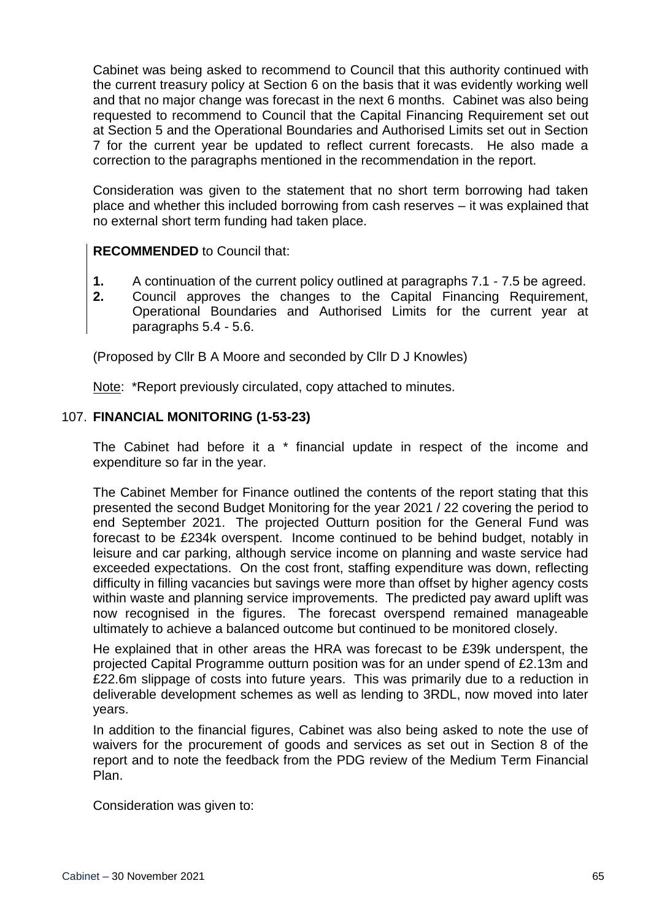Cabinet was being asked to recommend to Council that this authority continued with the current treasury policy at Section 6 on the basis that it was evidently working well and that no major change was forecast in the next 6 months. Cabinet was also being requested to recommend to Council that the Capital Financing Requirement set out at Section 5 and the Operational Boundaries and Authorised Limits set out in Section 7 for the current year be updated to reflect current forecasts. He also made a correction to the paragraphs mentioned in the recommendation in the report.

Consideration was given to the statement that no short term borrowing had taken place and whether this included borrowing from cash reserves – it was explained that no external short term funding had taken place.

**RECOMMENDED** to Council that:

1. A continuation of the current policy outlined at paragraphs 7.1 - 7.5 be agreed.
2. Council approves the changes to the Capital Financing Requirement, Operational Boundaries and Authorised Limits for the current year at paragraphs 5.4 - 5.6.

(Proposed by Cllr B A Moore and seconded by Cllr D J Knowles)

Note: *Report previously circulated, copy attached to minutes.

### 107. FINANCIAL MONITORING (1-53-23)

The Cabinet had before it a * financial update in respect of the income and expenditure so far in the year.

The Cabinet Member for Finance outlined the contents of the report stating that this presented the second Budget Monitoring for the year 2021 / 22 covering the period to end September 2021. The projected Outturn position for the General Fund was forecast to be £234k overspent. Income continued to be behind budget, notably in leisure and car parking, although service income on planning and waste service had exceeded expectations. On the cost front, staffing expenditure was down, reflecting difficulty in filling vacancies but savings were more than offset by higher agency costs within waste and planning service improvements. The predicted pay award uplift was now recognised in the figures. The forecast overspend remained manageable ultimately to achieve a balanced outcome but continued to be monitored closely.

He explained that in other areas the HRA was forecast to be £39k underspent, the projected Capital Programme outturn position was for an under spend of £2.13m and £22.6m slippage of costs into future years. This was primarily due to a reduction in deliverable development schemes as well as lending to 3RDL, now moved into later years.

In addition to the financial figures, Cabinet was also being asked to note the use of waivers for the procurement of goods and services as set out in Section 8 of the report and to note the feedback from the PDG review of the Medium Term Financial Plan.

Consideration was given to: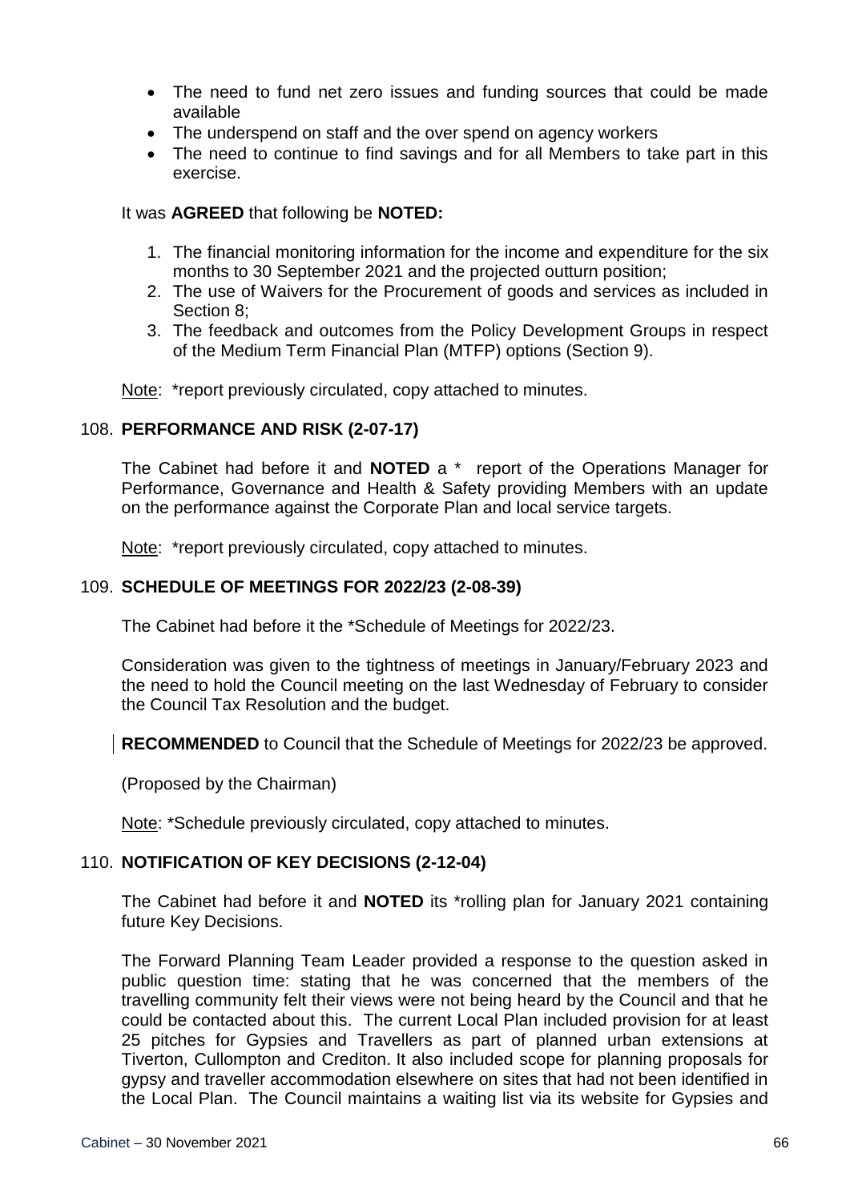- The need to fund net zero issues and funding sources that could be made available
- The underspend on staff and the over spend on agency workers
- The need to continue to find savings and for all Members to take part in this exercise.

It was **AGREED** that following be **NOTED:**

1. The financial monitoring information for the income and expenditure for the six months to 30 September 2021 and the projected outturn position;
2. The use of Waivers for the Procurement of goods and services as included in Section 8;
3. The feedback and outcomes from the Policy Development Groups in respect of the Medium Term Financial Plan (MTFP) options (Section 9).

Note: *report previously circulated, copy attached to minutes.

## 108. PERFORMANCE AND RISK (2-07-17)

The Cabinet had before it and **NOTED** a * report of the Operations Manager for Performance, Governance and Health & Safety providing Members with an update on the performance against the Corporate Plan and local service targets.

Note: *report previously circulated, copy attached to minutes.

## 109. SCHEDULE OF MEETINGS FOR 2022/23 (2-08-39)

The Cabinet had before it the *Schedule of Meetings for 2022/23.

Consideration was given to the tightness of meetings in January/February 2023 and the need to hold the Council meeting on the last Wednesday of February to consider the Council Tax Resolution and the budget.

**RECOMMENDED** to Council that the Schedule of Meetings for 2022/23 be approved.

(Proposed by the Chairman)

Note: *Schedule previously circulated, copy attached to minutes.

## 110. NOTIFICATION OF KEY DECISIONS (2-12-04)

The Cabinet had before it and **NOTED** its *rolling plan for January 2021 containing future Key Decisions.

The Forward Planning Team Leader provided a response to the question asked in public question time: stating that he was concerned that the members of the travelling community felt their views were not being heard by the Council and that he could be contacted about this. The current Local Plan included provision for at least 25 pitches for Gypsies and Travellers as part of planned urban extensions at Tiverton, Cullompton and Crediton. It also included scope for planning proposals for gypsy and traveller accommodation elsewhere on sites that had not been identified in the Local Plan. The Council maintains a waiting list via its website for Gypsies and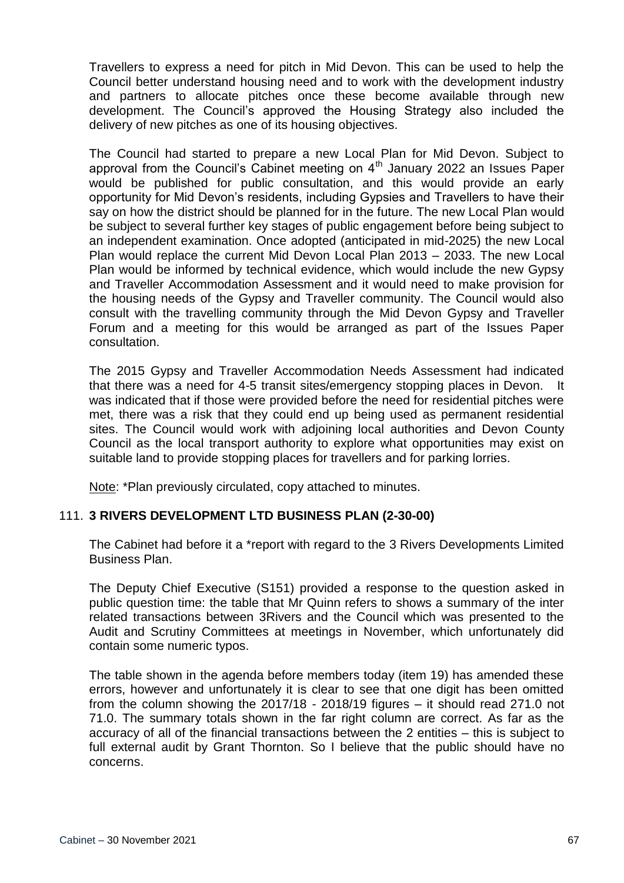Travellers to express a need for pitch in Mid Devon. This can be used to help the Council better understand housing need and to work with the development industry and partners to allocate pitches once these become available through new development. The Council's approved the Housing Strategy also included the delivery of new pitches as one of its housing objectives.

The Council had started to prepare a new Local Plan for Mid Devon. Subject to approval from the Council's Cabinet meeting on 4th January 2022 an Issues Paper would be published for public consultation, and this would provide an early opportunity for Mid Devon's residents, including Gypsies and Travellers to have their say on how the district should be planned for in the future. The new Local Plan would be subject to several further key stages of public engagement before being subject to an independent examination. Once adopted (anticipated in mid-2025) the new Local Plan would replace the current Mid Devon Local Plan 2013 – 2033. The new Local Plan would be informed by technical evidence, which would include the new Gypsy and Traveller Accommodation Assessment and it would need to make provision for the housing needs of the Gypsy and Traveller community. The Council would also consult with the travelling community through the Mid Devon Gypsy and Traveller Forum and a meeting for this would be arranged as part of the Issues Paper consultation.

The 2015 Gypsy and Traveller Accommodation Needs Assessment had indicated that there was a need for 4-5 transit sites/emergency stopping places in Devon. It was indicated that if those were provided before the need for residential pitches were met, there was a risk that they could end up being used as permanent residential sites. The Council would work with adjoining local authorities and Devon County Council as the local transport authority to explore what opportunities may exist on suitable land to provide stopping places for travellers and for parking lorries.

Note: *Plan previously circulated, copy attached to minutes.

## 111. **3 RIVERS DEVELOPMENT LTD BUSINESS PLAN (2-30-00)**

The Cabinet had before it a *report with regard to the 3 Rivers Developments Limited Business Plan.

The Deputy Chief Executive (S151) provided a response to the question asked in public question time: the table that Mr Quinn refers to shows a summary of the inter related transactions between 3Rivers and the Council which was presented to the Audit and Scrutiny Committees at meetings in November, which unfortunately did contain some numeric typos.

The table shown in the agenda before members today (item 19) has amended these errors, however and unfortunately it is clear to see that one digit has been omitted from the column showing the 2017/18 - 2018/19 figures – it should read 271.0 not 71.0. The summary totals shown in the far right column are correct. As far as the accuracy of all of the financial transactions between the 2 entities – this is subject to full external audit by Grant Thornton. So I believe that the public should have no concerns.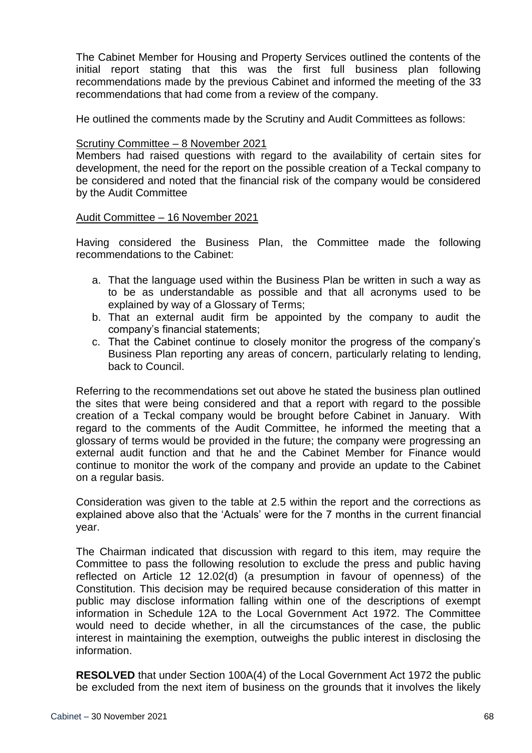The Cabinet Member for Housing and Property Services outlined the contents of the initial report stating that this was the first full business plan following recommendations made by the previous Cabinet and informed the meeting of the 33 recommendations that had come from a review of the company.

He outlined the comments made by the Scrutiny and Audit Committees as follows:

Scrutiny Committee – 8 November 2021

Members had raised questions with regard to the availability of certain sites for development, the need for the report on the possible creation of a Teckal company to be considered and noted that the financial risk of the company would be considered by the Audit Committee

Audit Committee – 16 November 2021

Having considered the Business Plan, the Committee made the following recommendations to the Cabinet:

a. That the language used within the Business Plan be written in such a way as to be as understandable as possible and that all acronyms used to be explained by way of a Glossary of Terms;
b. That an external audit firm be appointed by the company to audit the company's financial statements;
c. That the Cabinet continue to closely monitor the progress of the company's Business Plan reporting any areas of concern, particularly relating to lending, back to Council.

Referring to the recommendations set out above he stated the business plan outlined the sites that were being considered and that a report with regard to the possible creation of a Teckal company would be brought before Cabinet in January. With regard to the comments of the Audit Committee, he informed the meeting that a glossary of terms would be provided in the future; the company were progressing an external audit function and that he and the Cabinet Member for Finance would continue to monitor the work of the company and provide an update to the Cabinet on a regular basis.

Consideration was given to the table at 2.5 within the report and the corrections as explained above also that the 'Actuals' were for the 7 months in the current financial year.

The Chairman indicated that discussion with regard to this item, may require the Committee to pass the following resolution to exclude the press and public having reflected on Article 12 12.02(d) (a presumption in favour of openness) of the Constitution. This decision may be required because consideration of this matter in public may disclose information falling within one of the descriptions of exempt information in Schedule 12A to the Local Government Act 1972. The Committee would need to decide whether, in all the circumstances of the case, the public interest in maintaining the exemption, outweighs the public interest in disclosing the information.

**RESOLVED** that under Section 100A(4) of the Local Government Act 1972 the public be excluded from the next item of business on the grounds that it involves the likely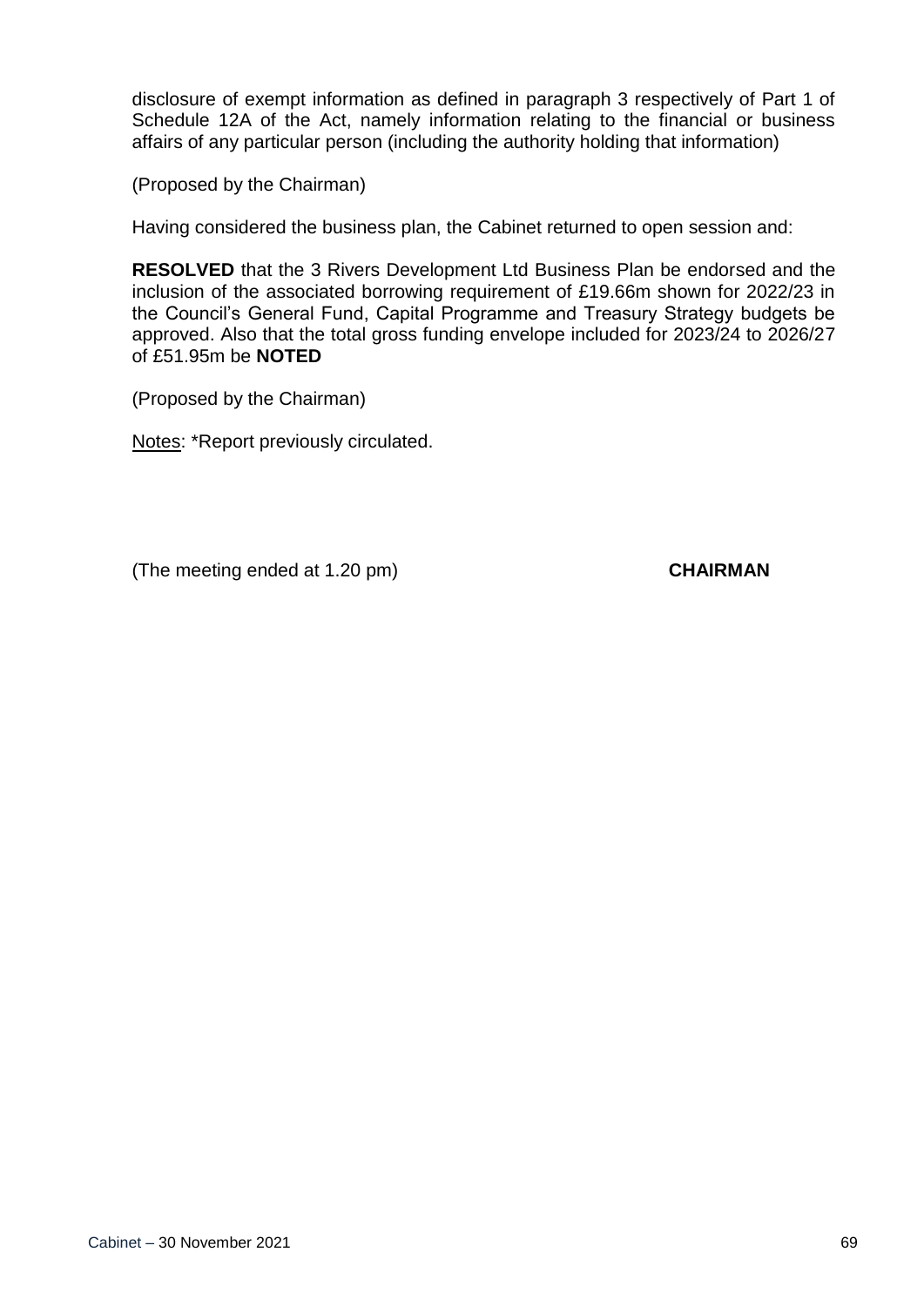disclosure of exempt information as defined in paragraph 3 respectively of Part 1 of Schedule 12A of the Act, namely information relating to the financial or business affairs of any particular person (including the authority holding that information)

(Proposed by the Chairman)

Having considered the business plan, the Cabinet returned to open session and:

**RESOLVED** that the 3 Rivers Development Ltd Business Plan be endorsed and the inclusion of the associated borrowing requirement of £19.66m shown for 2022/23 in the Council's General Fund, Capital Programme and Treasury Strategy budgets be approved. Also that the total gross funding envelope included for 2023/24 to 2026/27 of £51.95m be **NOTED**

(Proposed by the Chairman)

Notes: *Report previously circulated.

(The meeting ended at 1.20 pm) **CHAIRMAN**